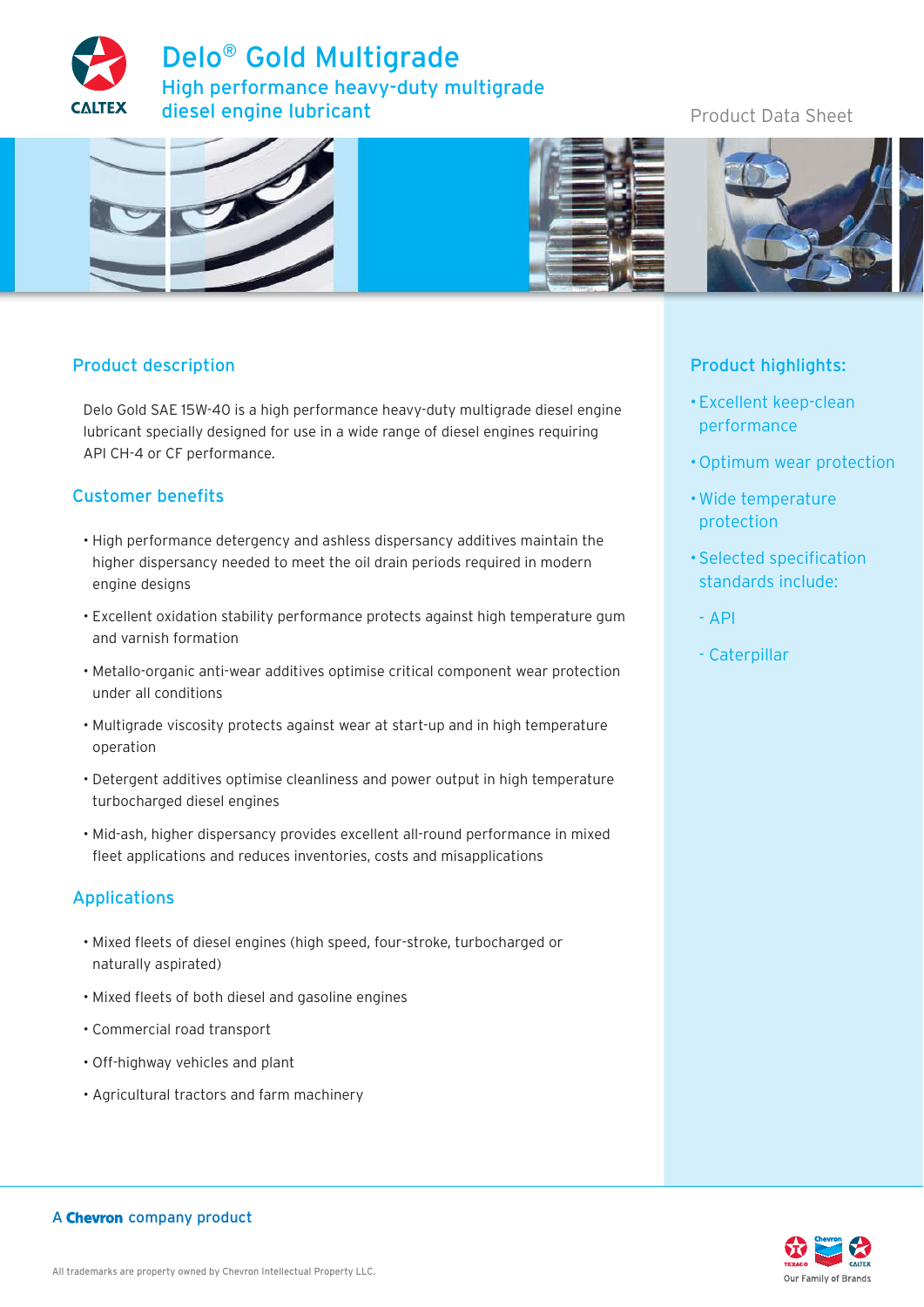# Delo® Gold Multigrade

High performance heavy-duty multigrade diesel engine lubricant

Product Data Sheet

## Product description

Delo Gold SAE 15W-40 is a high performance heavy-duty multigrade diesel engine lubricant specially designed for use in a wide range of diesel engines requiring API CH-4 or CF performance.

## Customer benefits

- High performance detergency and ashless dispersancy additives maintain the higher dispersancy needed to meet the oil drain periods required in modern engine designs
- Excellent oxidation stability performance protects against high temperature gum and varnish formation
- Metallo-organic anti-wear additives optimise critical component wear protection under all conditions
- Multigrade viscosity protects against wear at start-up and in high temperature operation
- Detergent additives optimise cleanliness and power output in high temperature turbocharged diesel engines
- Mid-ash, higher dispersancy provides excellent all-round performance in mixed fleet applications and reduces inventories, costs and misapplications

## Applications

- Mixed fleets of diesel engines (high speed, four-stroke, turbocharged or naturally aspirated)
- Mixed fleets of both diesel and gasoline engines
- Commercial road transport
- Off-highway vehicles and plant
- Agricultural tractors and farm machinery

## Product highlights:

- Excellent keep-clean performance
- Optimum wear protection
- Wide temperature protection
- Selected specification standards include:
  - API
  - Caterpillar

A Chevron company product

All trademarks are property owned by Chevron Intellectual Property LLC.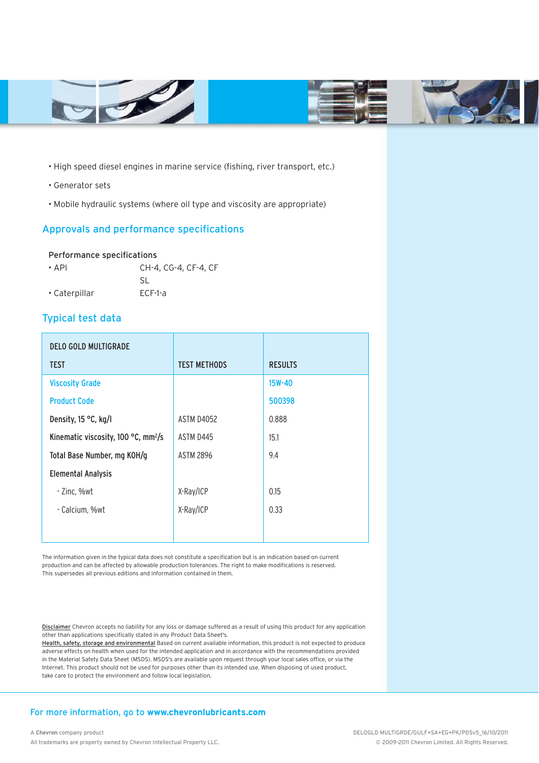- High speed diesel engines in marine service (fishing, river transport, etc.)
- Generator sets
- Mobile hydraulic systems (where oil type and viscosity are appropriate)

## Approvals and performance specifications

**Performance specifications**

| | |
|---|---|
| • API | CH-4, CG-4, CF-4, CF |
| | SL |
| • Caterpillar | ECF-1-a |

## Typical test data

| DELO GOLD MULTIGRADE<br>TEST | TEST METHODS | RESULTS |
|---|---|---|
| Viscosity Grade | | 15W-40 |
| Product Code | | 500398 |
| Density, 15 °C, kg/l | ASTM D4052 | 0.888 |
| Kinematic viscosity, 100 °C, $mm^2/s$ | ASTM D445 | 15.1 |
| Total Base Number, mg KOH/g | ASTM 2896 | 9.4 |
| Elemental Analysis | | |
| - Zinc, %wt | X-Ray/ICP | 0.15 |
| - Calcium, %wt | X-Ray/ICP | 0.33 |

The information given in the typical data does not constitute a specification but is an indication based on current production and can be affected by allowable production tolerances. The right to make modifications is reserved. This supersedes all previous editions and information contained in them.

Disclaimer Chevron accepts no liability for any loss or damage suffered as a result of using this product for any application other than applications specifically stated in any Product Data Sheet's.
Health, safety, storage and environmental Based on current available information, this product is not expected to produce adverse effects on health when used for the intended application and in accordance with the recommendations provided in the Material Safety Data Sheet (MSDS). MSDS's are available upon request through your local sales office, or via the Internet. This product should not be used for purposes other than its intended use. When disposing of used product, take care to protect the environment and follow local legislation.

For more information, go to **www.chevronlubricants.com**

A **Chevron** company product

All trademarks are property owned by Chevron Intellectual Property LLC.

DELOGLD MULTIGRDE/GULF+SA+EG+PK/PDSv5_16/10/2011

© 2009-2011 Chevron Limited. All Rights Reserved.